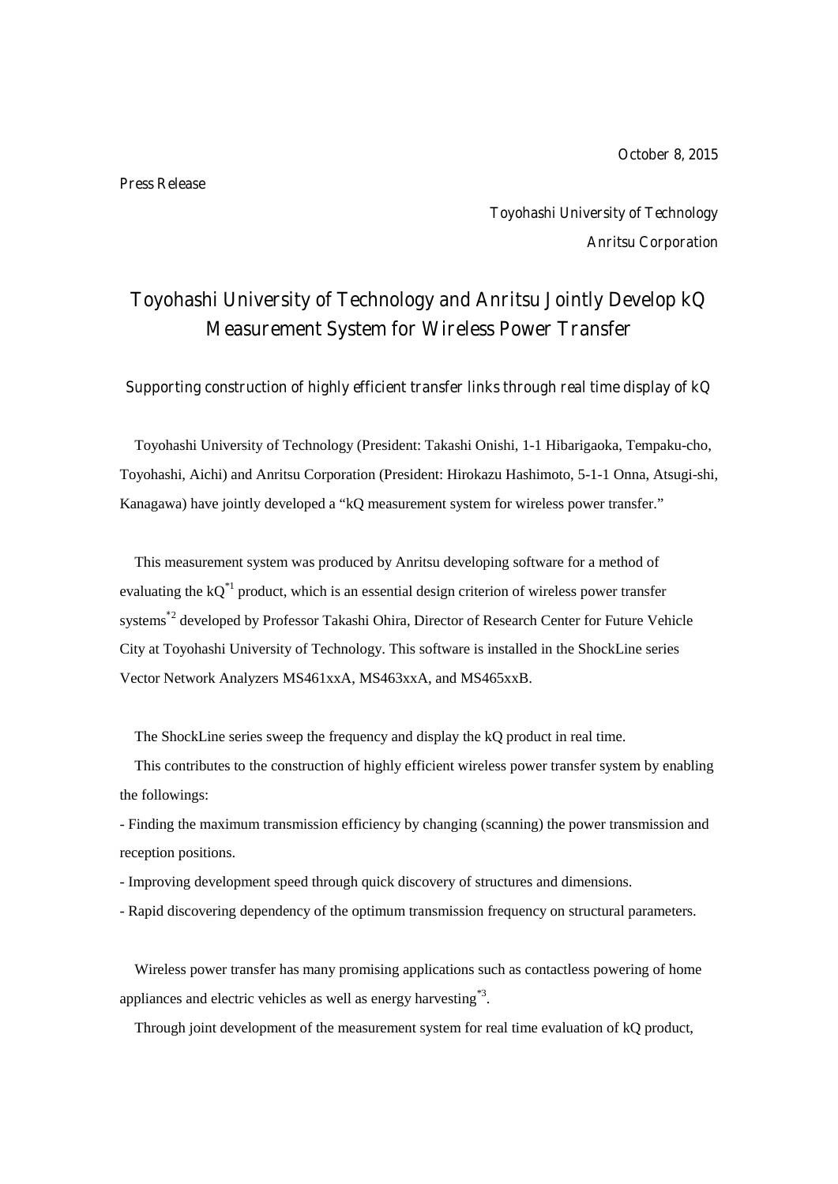October 8, 2015

Press Release

Toyohashi University of Technology

Anritsu Corporation

# Toyohashi University of Technology and Anritsu Jointly Develop kQ Measurement System for Wireless Power Transfer

*Supporting construction of highly efficient transfer links through real time display of kQ*

Toyohashi University of Technology (President: Takashi Onishi, 1-1 Hibarigaoka, Tempaku-cho, Toyohashi, Aichi) and Anritsu Corporation (President: Hirokazu Hashimoto, 5-1-1 Onna, Atsugi-shi, Kanagawa) have jointly developed a "kQ measurement system for wireless power transfer."

This measurement system was produced by Anritsu developing software for a method of evaluating the kQ[*1] product, which is an essential design criterion of wireless power transfer systems[*2] developed by Professor Takashi Ohira, Director of Research Center for Future Vehicle City at Toyohashi University of Technology. This software is installed in the ShockLine series Vector Network Analyzers MS461xxA, MS463xxA, and MS465xxB.

The ShockLine series sweep the frequency and display the kQ product in real time.

This contributes to the construction of highly efficient wireless power transfer system by enabling the followings:

- Finding the maximum transmission efficiency by changing (scanning) the power transmission and reception positions.
- Improving development speed through quick discovery of structures and dimensions.
- Rapid discovering dependency of the optimum transmission frequency on structural parameters.

Wireless power transfer has many promising applications such as contactless powering of home appliances and electric vehicles as well as energy harvesting[*3].

Through joint development of the measurement system for real time evaluation of kQ product,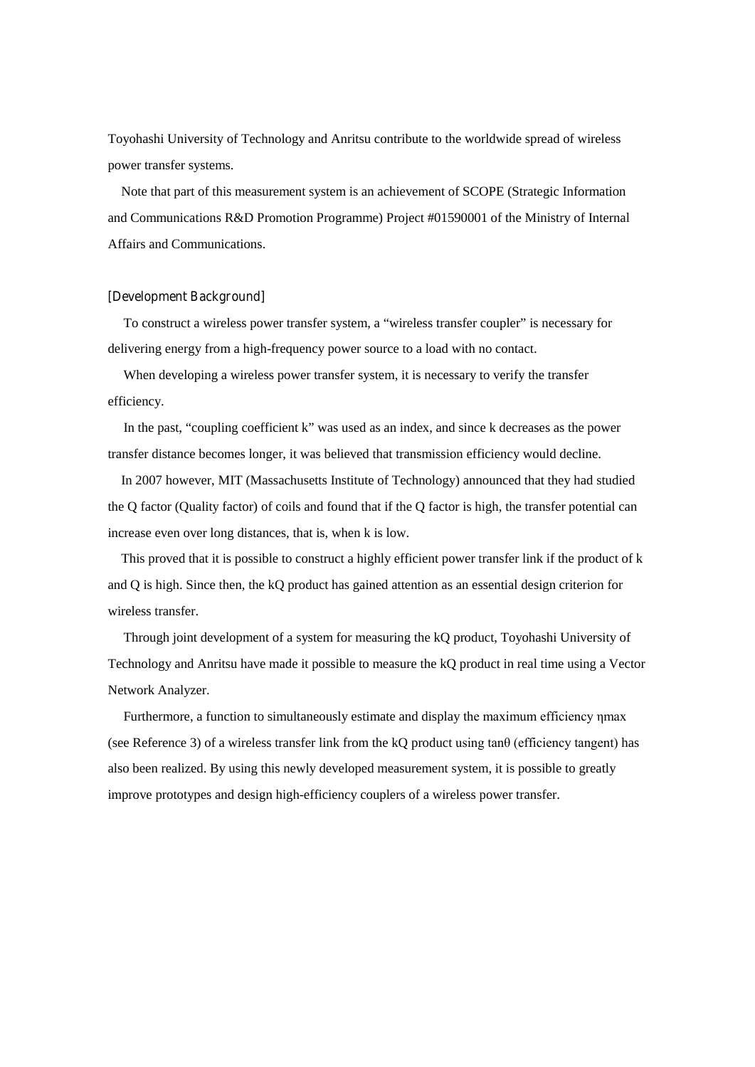Toyohashi University of Technology and Anritsu contribute to the worldwide spread of wireless power transfer systems.

Note that part of this measurement system is an achievement of SCOPE (Strategic Information and Communications R&D Promotion Programme) Project #01590001 of the Ministry of Internal Affairs and Communications.

[Development Background]

To construct a wireless power transfer system, a “wireless transfer coupler” is necessary for delivering energy from a high-frequency power source to a load with no contact.

When developing a wireless power transfer system, it is necessary to verify the transfer efficiency.

In the past, “coupling coefficient k” was used as an index, and since k decreases as the power transfer distance becomes longer, it was believed that transmission efficiency would decline.

In 2007 however, MIT (Massachusetts Institute of Technology) announced that they had studied the Q factor (Quality factor) of coils and found that if the Q factor is high, the transfer potential can increase even over long distances, that is, when k is low.

This proved that it is possible to construct a highly efficient power transfer link if the product of k and Q is high. Since then, the kQ product has gained attention as an essential design criterion for wireless transfer.

Through joint development of a system for measuring the kQ product, Toyohashi University of Technology and Anritsu have made it possible to measure the kQ product in real time using a Vector Network Analyzer.

Furthermore, a function to simultaneously estimate and display the maximum efficiency $\eta_{max}$ (see Reference 3) of a wireless transfer link from the kQ product using $\tan\theta$ (efficiency tangent) has also been realized. By using this newly developed measurement system, it is possible to greatly improve prototypes and design high-efficiency couplers of a wireless power transfer.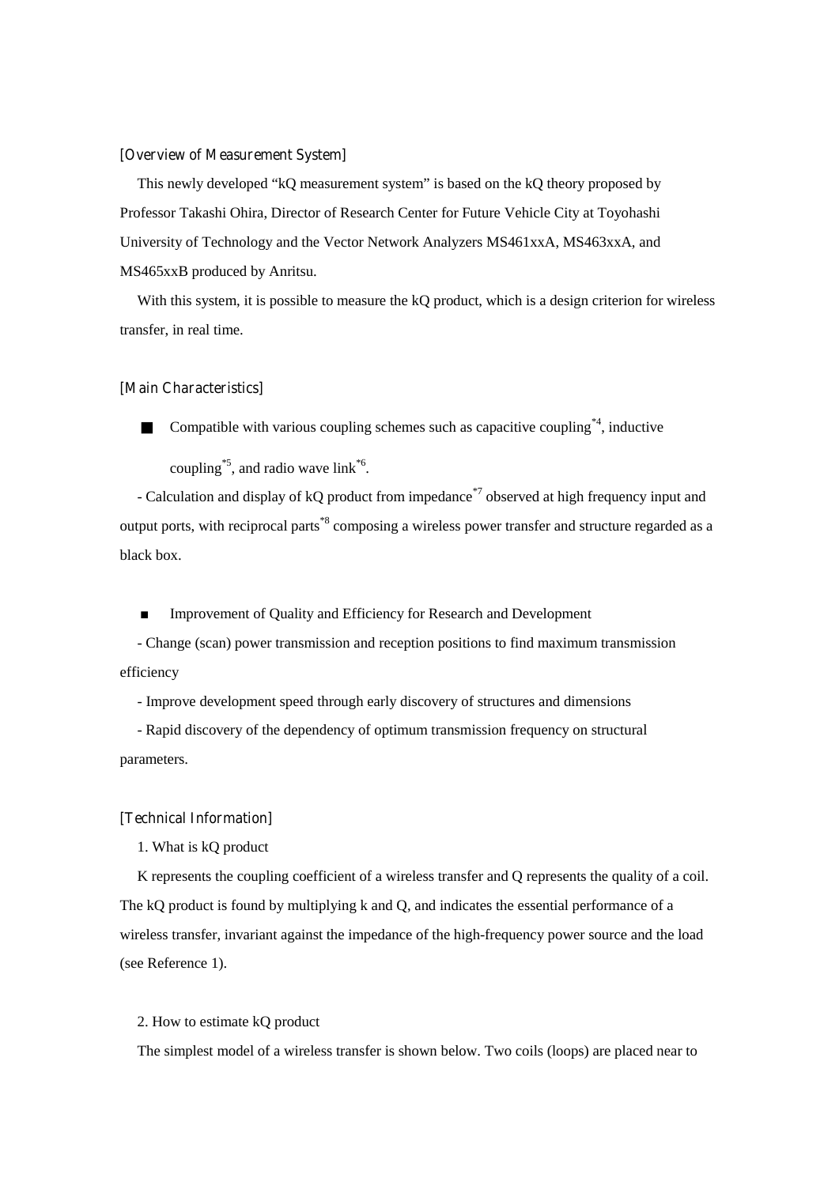[Overview of Measurement System]

This newly developed “kQ measurement system” is based on the kQ theory proposed by Professor Takashi Ohira, Director of Research Center for Future Vehicle City at Toyohashi University of Technology and the Vector Network Analyzers MS461xxA, MS463xxA, and MS465xxB produced by Anritsu.

With this system, it is possible to measure the kQ product, which is a design criterion for wireless transfer, in real time.

[Main Characteristics]

■ Compatible with various coupling schemes such as capacitive coupling[*4], inductive coupling[*5], and radio wave link[*6].

- Calculation and display of kQ product from impedance[*7] observed at high frequency input and output ports, with reciprocal parts[*8] composing a wireless power transfer and structure regarded as a black box.

■ Improvement of Quality and Efficiency for Research and Development

- Change (scan) power transmission and reception positions to find maximum transmission efficiency
- Improve development speed through early discovery of structures and dimensions
- Rapid discovery of the dependency of optimum transmission frequency on structural parameters.

[Technical Information]

1. What is kQ product

K represents the coupling coefficient of a wireless transfer and Q represents the quality of a coil. The kQ product is found by multiplying k and Q, and indicates the essential performance of a wireless transfer, invariant against the impedance of the high-frequency power source and the load (see Reference 1).

2. How to estimate kQ product

The simplest model of a wireless transfer is shown below. Two coils (loops) are placed near to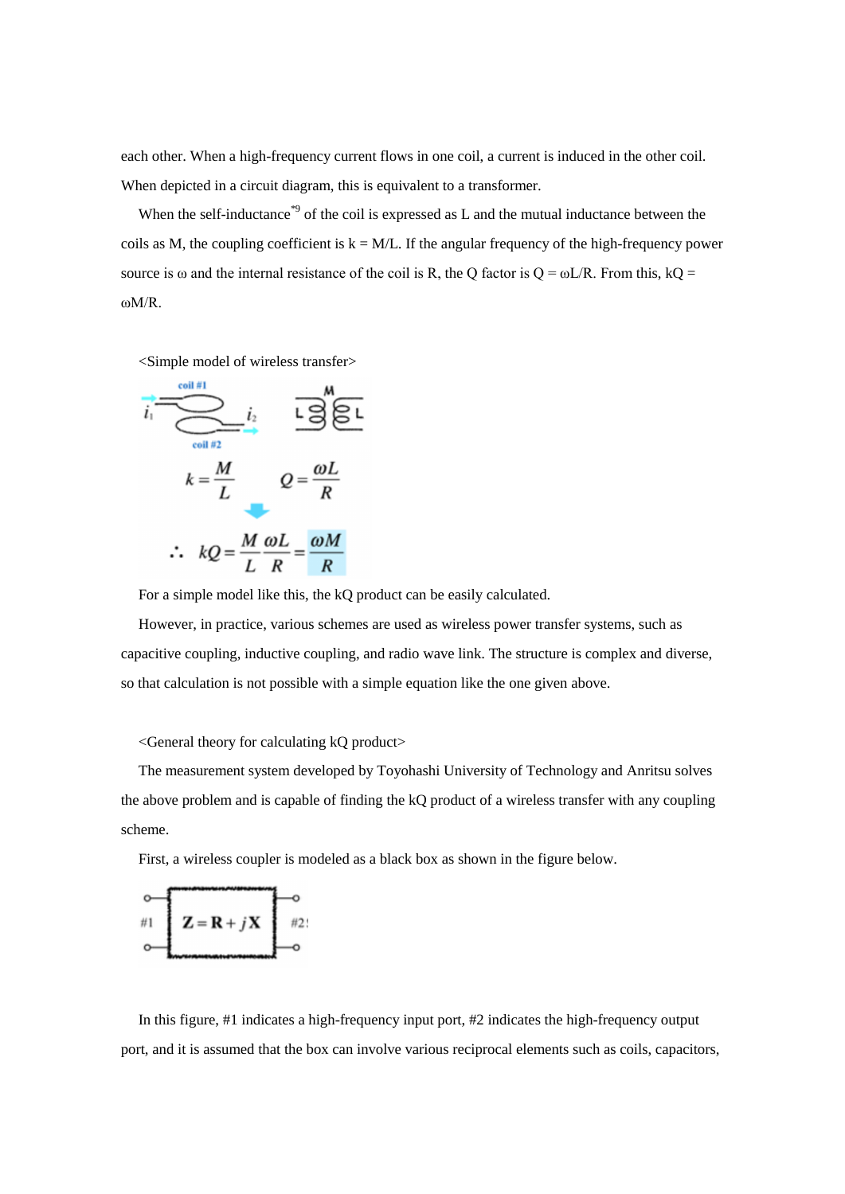each other. When a high-frequency current flows in one coil, a current is induced in the other coil. When depicted in a circuit diagram, this is equivalent to a transformer.

When the self-inductance[*9] of the coil is expressed as L and the mutual inductance between the coils as M, the coupling coefficient is k = M/L. If the angular frequency of the high-frequency power source is ω and the internal resistance of the coil is R, the Q factor is Q = ωL/R. From this, kQ = ωM/R.

<Simple model of wireless transfer>

$$k = \frac{M}{L} \qquad Q = \frac{\omega L}{R}$$

$$\therefore \; kQ = \frac{M}{L}\frac{\omega L}{R} = \frac{\omega M}{R}$$

For a simple model like this, the kQ product can be easily calculated.

However, in practice, various schemes are used as wireless power transfer systems, such as capacitive coupling, inductive coupling, and radio wave link. The structure is complex and diverse, so that calculation is not possible with a simple equation like the one given above.

<General theory for calculating kQ product>

The measurement system developed by Toyohashi University of Technology and Anritsu solves the above problem and is capable of finding the kQ product of a wireless transfer with any coupling scheme.

First, a wireless coupler is modeled as a black box as shown in the figure below.

$$\mathbf{Z} = \mathbf{R} + j\mathbf{X}$$

In this figure, #1 indicates a high-frequency input port, #2 indicates the high-frequency output port, and it is assumed that the box can involve various reciprocal elements such as coils, capacitors,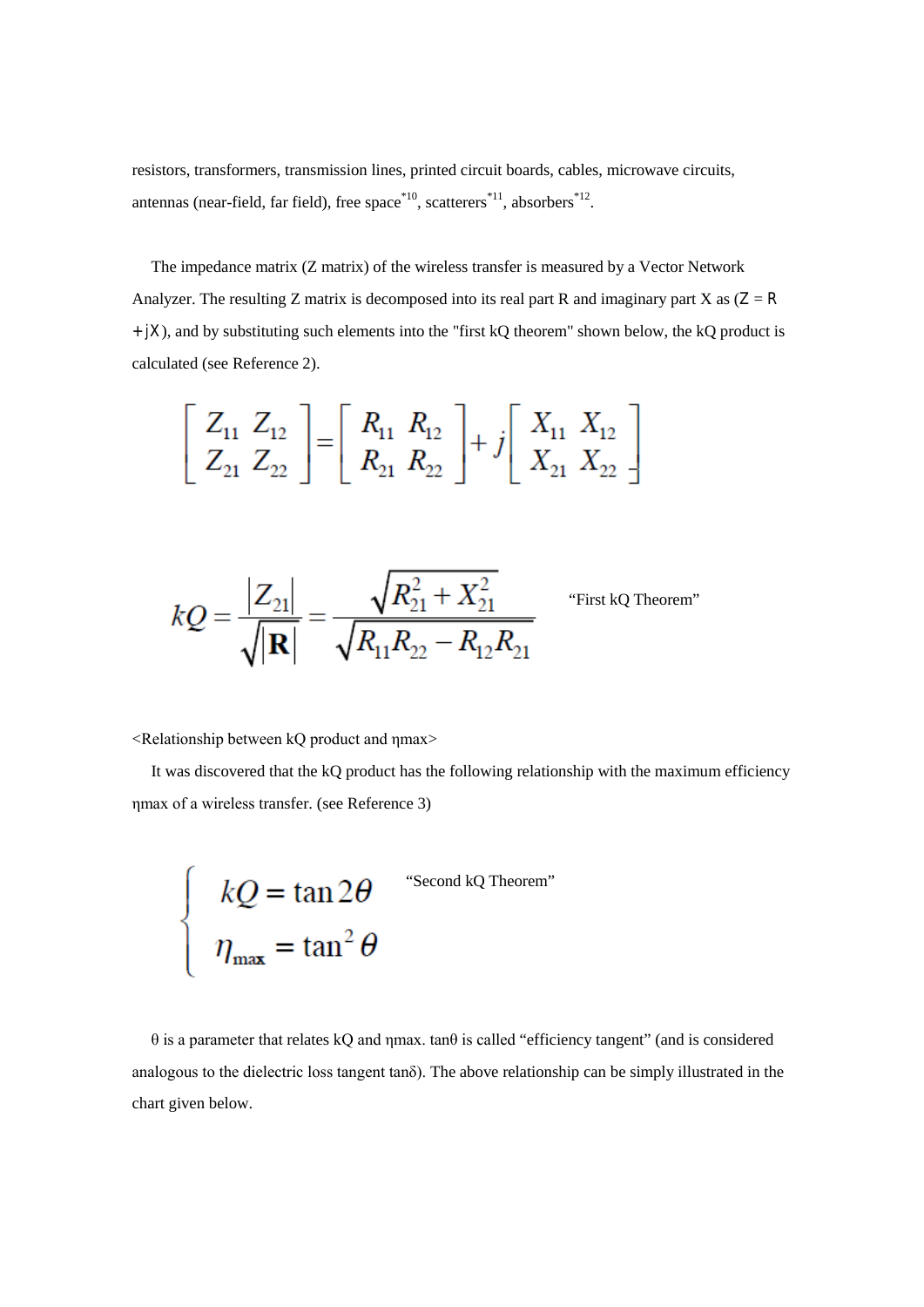resistors, transformers, transmission lines, printed circuit boards, cables, microwave circuits, antennas (near-field, far field), free space[*10], scatterers[*11], absorbers[*12].

The impedance matrix (Z matrix) of the wireless transfer is measured by a Vector Network Analyzer. The resulting Z matrix is decomposed into its real part R and imaginary part X as (Z = R + jX), and by substituting such elements into the "first kQ theorem" shown below, the kQ product is calculated (see Reference 2).

$$\begin{bmatrix} Z_{11} & Z_{12} \\ Z_{21} & Z_{22} \end{bmatrix} = \begin{bmatrix} R_{11} & R_{12} \\ R_{21} & R_{22} \end{bmatrix} + j \begin{bmatrix} X_{11} & X_{12} \\ X_{21} & X_{22} \end{bmatrix}$$

$$kQ = \frac{|Z_{21}|}{\sqrt{|\mathbf{R}|}} = \frac{\sqrt{R_{21}^2 + X_{21}^2}}{\sqrt{R_{11}R_{22} - R_{12}R_{21}}}$$ "First kQ Theorem"

<Relationship between kQ product and ηmax>

It was discovered that the kQ product has the following relationship with the maximum efficiency ηmax of a wireless transfer. (see Reference 3)

$$\begin{cases} kQ = \tan 2\theta \\ \eta_{\max} = \tan^2 \theta \end{cases}$$ "Second kQ Theorem"

θ is a parameter that relates kQ and ηmax. tanθ is called "efficiency tangent" (and is considered analogous to the dielectric loss tangent tanδ). The above relationship can be simply illustrated in the chart given below.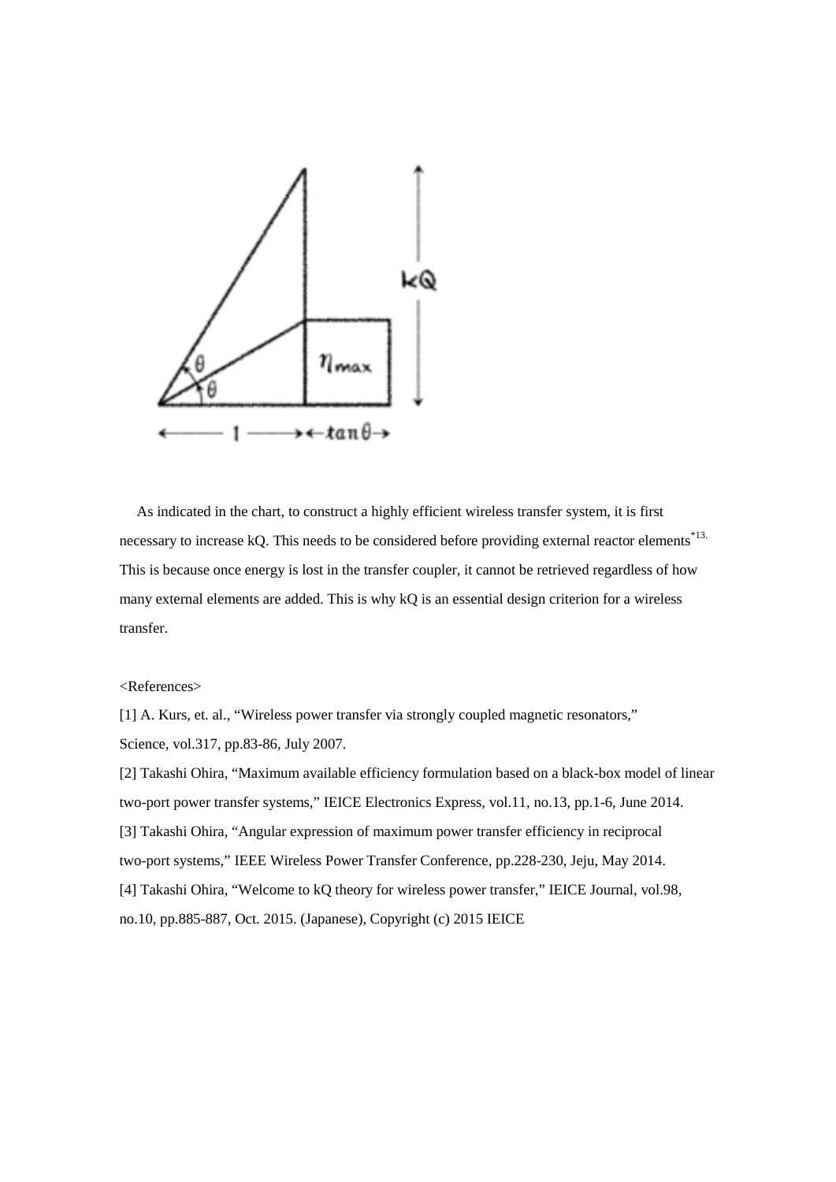As indicated in the chart, to construct a highly efficient wireless transfer system, it is first necessary to increase kQ. This needs to be considered before providing external reactor elements[*13.] This is because once energy is lost in the transfer coupler, it cannot be retrieved regardless of how many external elements are added. This is why kQ is an essential design criterion for a wireless transfer.

<References>

[1] A. Kurs, et. al., "Wireless power transfer via strongly coupled magnetic resonators," Science, vol.317, pp.83-86, July 2007.

[2] Takashi Ohira, "Maximum available efficiency formulation based on a black-box model of linear two-port power transfer systems," IEICE Electronics Express, vol.11, no.13, pp.1-6, June 2014.

[3] Takashi Ohira, "Angular expression of maximum power transfer efficiency in reciprocal two-port systems," IEEE Wireless Power Transfer Conference, pp.228-230, Jeju, May 2014.

[4] Takashi Ohira, "Welcome to kQ theory for wireless power transfer," IEICE Journal, vol.98, no.10, pp.885-887, Oct. 2015. (Japanese), Copyright (c) 2015 IEICE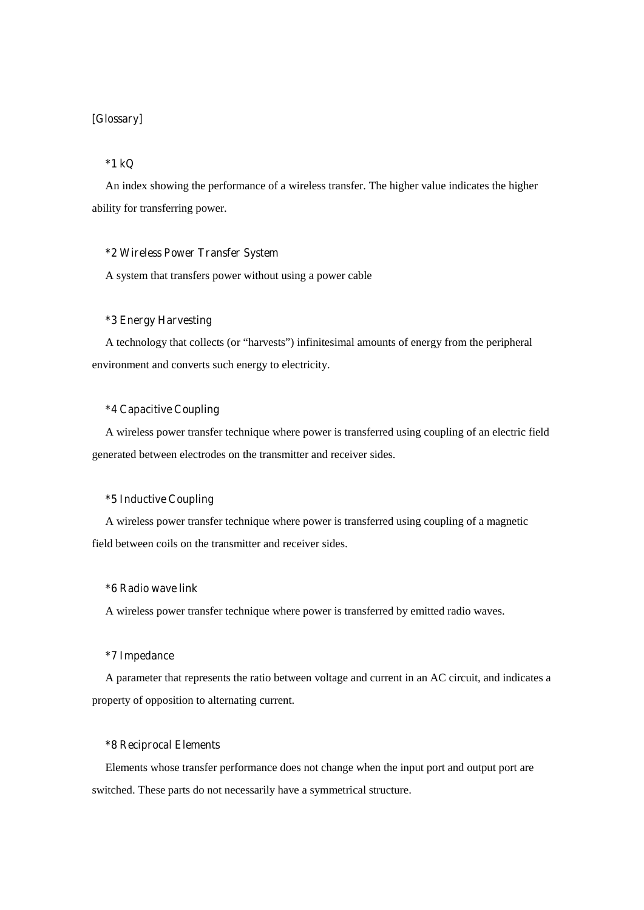[Glossary]

*1 kQ

An index showing the performance of a wireless transfer. The higher value indicates the higher ability for transferring power.

*2 Wireless Power Transfer System

A system that transfers power without using a power cable

*3 Energy Harvesting

A technology that collects (or “harvests”) infinitesimal amounts of energy from the peripheral environment and converts such energy to electricity.

*4 Capacitive Coupling

A wireless power transfer technique where power is transferred using coupling of an electric field generated between electrodes on the transmitter and receiver sides.

*5 Inductive Coupling

A wireless power transfer technique where power is transferred using coupling of a magnetic field between coils on the transmitter and receiver sides.

*6 Radio wave link

A wireless power transfer technique where power is transferred by emitted radio waves.

*7 Impedance

A parameter that represents the ratio between voltage and current in an AC circuit, and indicates a property of opposition to alternating current.

*8 Reciprocal Elements

Elements whose transfer performance does not change when the input port and output port are switched. These parts do not necessarily have a symmetrical structure.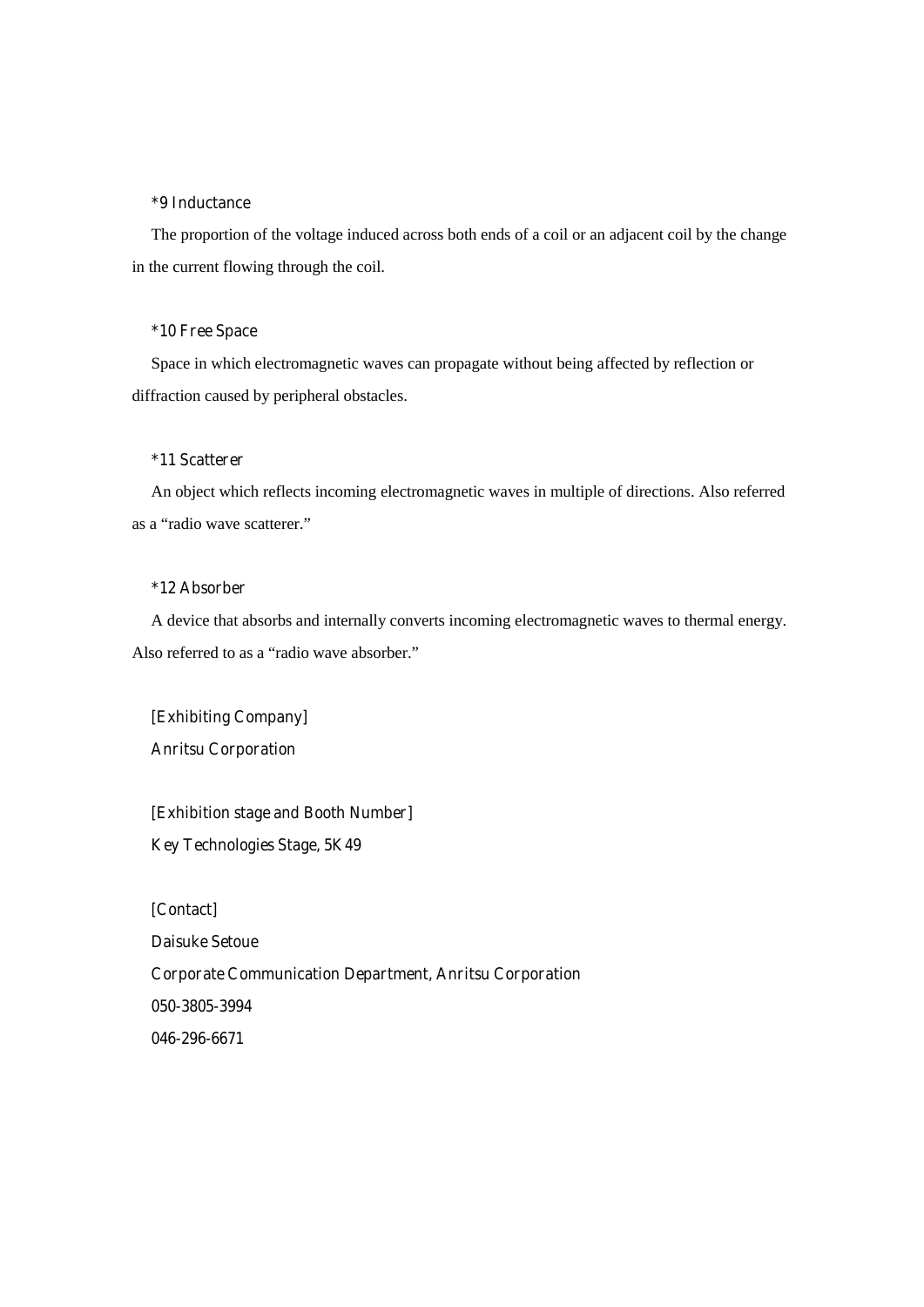*9 Inductance

The proportion of the voltage induced across both ends of a coil or an adjacent coil by the change in the current flowing through the coil.

*10 Free Space

Space in which electromagnetic waves can propagate without being affected by reflection or diffraction caused by peripheral obstacles.

*11 Scatterer

An object which reflects incoming electromagnetic waves in multiple of directions. Also referred as a “radio wave scatterer.”

*12 Absorber

A device that absorbs and internally converts incoming electromagnetic waves to thermal energy. Also referred to as a “radio wave absorber.”

[Exhibiting Company]

Anritsu Corporation

[Exhibition stage and Booth Number]

Key Technologies Stage, 5K49

[Contact]

Daisuke Setoue

Corporate Communication Department, Anritsu Corporation

050-3805-3994

046-296-6671